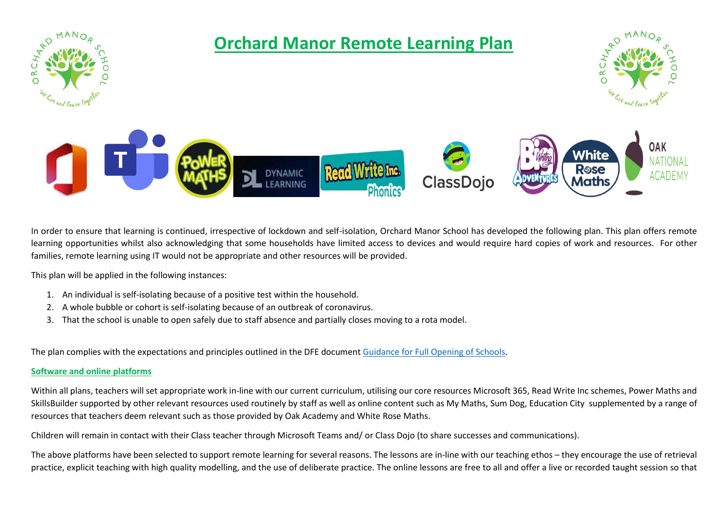# Orchard Manor Remote Learning Plan

In order to ensure that learning is continued, irrespective of lockdown and self-isolation, Orchard Manor School has developed the following plan. This plan offers remote learning opportunities whilst also acknowledging that some households have limited access to devices and would require hard copies of work and resources. For other families, remote learning using IT would not be appropriate and other resources will be provided.

This plan will be applied in the following instances:

1. An individual is self-isolating because of a positive test within the household.
2. A whole bubble or cohort is self-isolating because of an outbreak of coronavirus.
3. That the school is unable to open safely due to staff absence and partially closes moving to a rota model.

The plan complies with the expectations and principles outlined in the DFE document Guidance for Full Opening of Schools.

## Software and online platforms

Within all plans, teachers will set appropriate work in-line with our current curriculum, utilising our core resources Microsoft 365, Read Write Inc schemes, Power Maths and SkillsBuilder supported by other relevant resources used routinely by staff as well as online content such as My Maths, Sum Dog, Education City supplemented by a range of resources that teachers deem relevant such as those provided by Oak Academy and White Rose Maths.

Children will remain in contact with their Class teacher through Microsoft Teams and/ or Class Dojo (to share successes and communications).

The above platforms have been selected to support remote learning for several reasons. The lessons are in-line with our teaching ethos – they encourage the use of retrieval practice, explicit teaching with high quality modelling, and the use of deliberate practice. The online lessons are free to all and offer a live or recorded taught session so that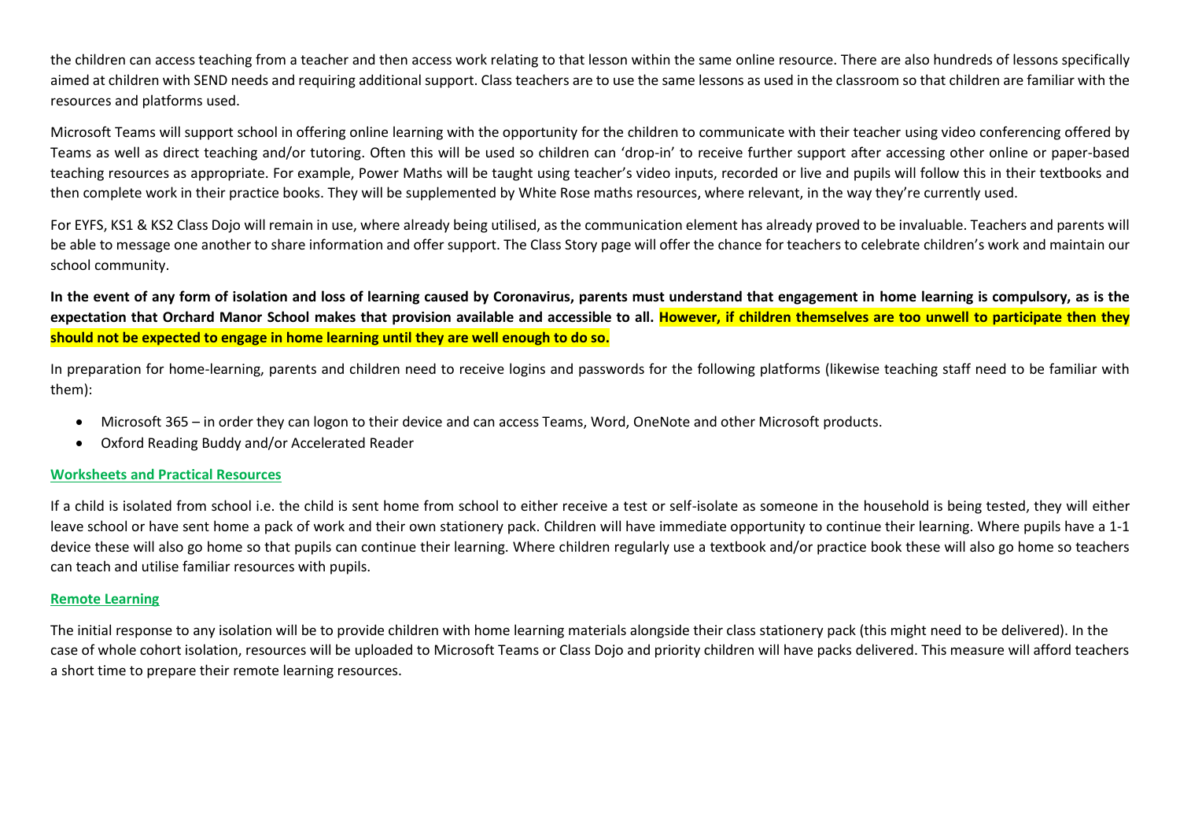the children can access teaching from a teacher and then access work relating to that lesson within the same online resource. There are also hundreds of lessons specifically aimed at children with SEND needs and requiring additional support. Class teachers are to use the same lessons as used in the classroom so that children are familiar with the resources and platforms used.

Microsoft Teams will support school in offering online learning with the opportunity for the children to communicate with their teacher using video conferencing offered by Teams as well as direct teaching and/or tutoring. Often this will be used so children can 'drop-in' to receive further support after accessing other online or paper-based teaching resources as appropriate. For example, Power Maths will be taught using teacher's video inputs, recorded or live and pupils will follow this in their textbooks and then complete work in their practice books. They will be supplemented by White Rose maths resources, where relevant, in the way they're currently used.

For EYFS, KS1 & KS2 Class Dojo will remain in use, where already being utilised, as the communication element has already proved to be invaluable. Teachers and parents will be able to message one another to share information and offer support. The Class Story page will offer the chance for teachers to celebrate children's work and maintain our school community.

**In the event of any form of isolation and loss of learning caused by Coronavirus, parents must understand that engagement in home learning is compulsory, as is the expectation that Orchard Manor School makes that provision available and accessible to all. However, if children themselves are too unwell to participate then they should not be expected to engage in home learning until they are well enough to do so.**

In preparation for home-learning, parents and children need to receive logins and passwords for the following platforms (likewise teaching staff need to be familiar with them):

- Microsoft 365 – in order they can logon to their device and can access Teams, Word, OneNote and other Microsoft products.
- Oxford Reading Buddy and/or Accelerated Reader

**Worksheets and Practical Resources**

If a child is isolated from school i.e. the child is sent home from school to either receive a test or self-isolate as someone in the household is being tested, they will either leave school or have sent home a pack of work and their own stationery pack. Children will have immediate opportunity to continue their learning. Where pupils have a 1-1 device these will also go home so that pupils can continue their learning. Where children regularly use a textbook and/or practice book these will also go home so teachers can teach and utilise familiar resources with pupils.

**Remote Learning**

The initial response to any isolation will be to provide children with home learning materials alongside their class stationery pack (this might need to be delivered). In the case of whole cohort isolation, resources will be uploaded to Microsoft Teams or Class Dojo and priority children will have packs delivered. This measure will afford teachers a short time to prepare their remote learning resources.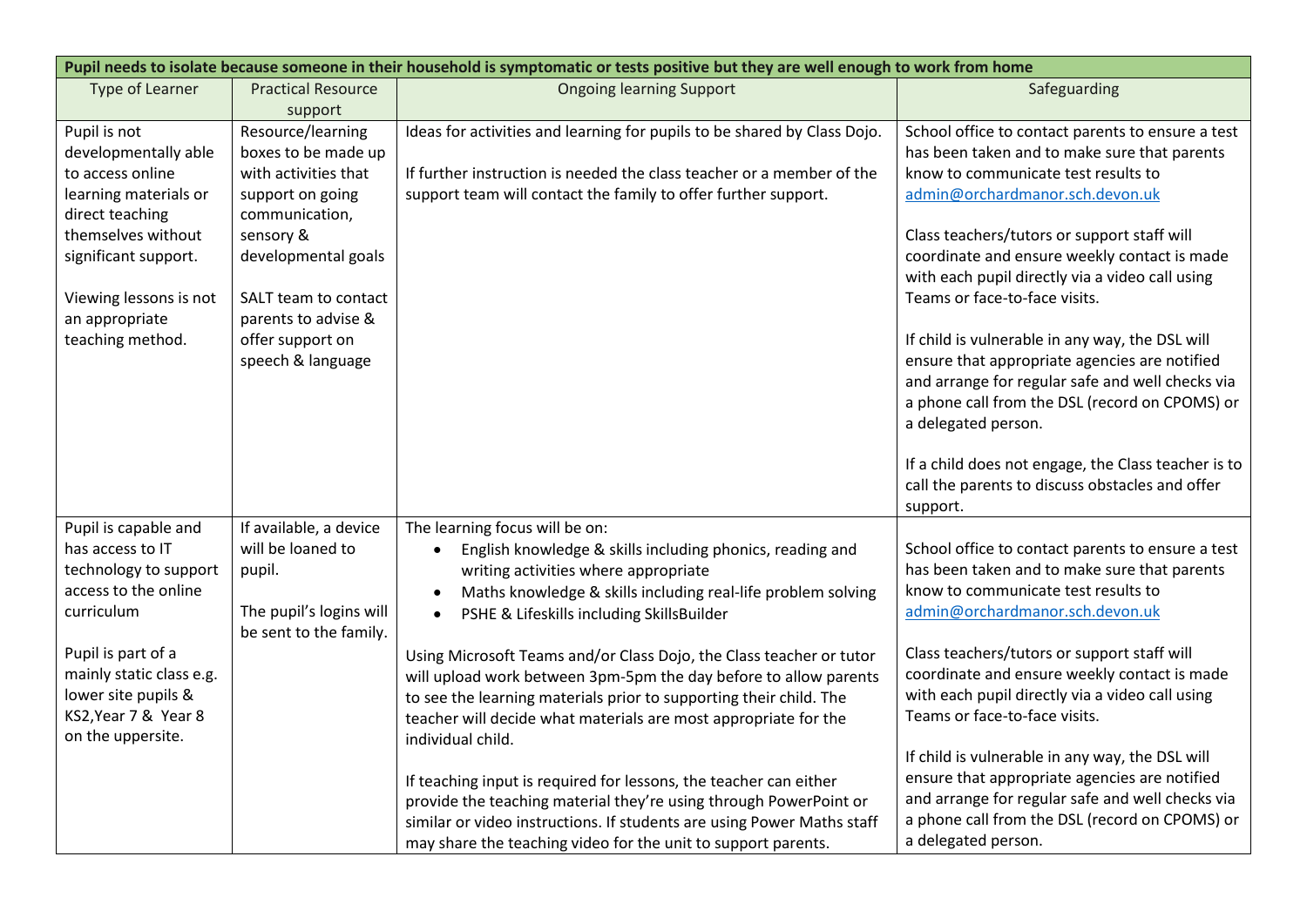| Pupil needs to isolate because someone in their household is symptomatic or tests positive but they are well enough to work from home | | | |
|---|---|---|---|
| Type of Learner | Practical Resource support | Ongoing learning Support | Safeguarding |
| Pupil is not developmentally able to access online learning materials or direct teaching themselves without significant support.<br><br>Viewing lessons is not an appropriate teaching method. | Resource/learning boxes to be made up with activities that support on going communication, sensory & developmental goals<br><br>SALT team to contact parents to advise & offer support on speech & language | Ideas for activities and learning for pupils to be shared by Class Dojo.<br><br>If further instruction is needed the class teacher or a member of the support team will contact the family to offer further support. | School office to contact parents to ensure a test has been taken and to make sure that parents know to communicate test results to admin@orchardmanor.sch.devon.uk<br><br>Class teachers/tutors or support staff will coordinate and ensure weekly contact is made with each pupil directly via a video call using Teams or face-to-face visits.<br><br>If child is vulnerable in any way, the DSL will ensure that appropriate agencies are notified and arrange for regular safe and well checks via a phone call from the DSL (record on CPOMS) or a delegated person.<br><br>If a child does not engage, the Class teacher is to call the parents to discuss obstacles and offer support. |
| Pupil is capable and has access to IT technology to support access to the online curriculum<br><br>Pupil is part of a mainly static class e.g. lower site pupils & KS2,Year 7 & Year 8 on the uppersite. | If available, a device will be loaned to pupil.<br><br>The pupil's logins will be sent to the family. | The learning focus will be on:<br>• English knowledge & skills including phonics, reading and writing activities where appropriate<br>• Maths knowledge & skills including real-life problem solving<br>• PSHE & Lifeskills including SkillsBuilder<br><br>Using Microsoft Teams and/or Class Dojo, the Class teacher or tutor will upload work between 3pm-5pm the day before to allow parents to see the learning materials prior to supporting their child. The teacher will decide what materials are most appropriate for the individual child.<br><br>If teaching input is required for lessons, the teacher can either provide the teaching material they're using through PowerPoint or similar or video instructions. If students are using Power Maths staff may share the teaching video for the unit to support parents. | School office to contact parents to ensure a test has been taken and to make sure that parents know to communicate test results to admin@orchardmanor.sch.devon.uk<br><br>Class teachers/tutors or support staff will coordinate and ensure weekly contact is made with each pupil directly via a video call using Teams or face-to-face visits.<br><br>If child is vulnerable in any way, the DSL will ensure that appropriate agencies are notified and arrange for regular safe and well checks via a phone call from the DSL (record on CPOMS) or a delegated person. |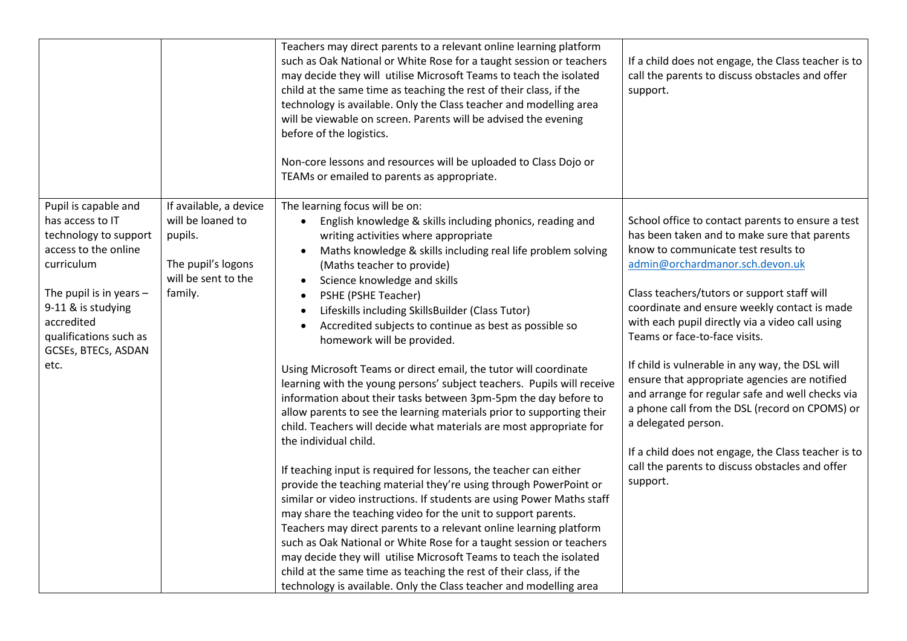| | | | |
|---|---|---|---|
| | | Teachers may direct parents to a relevant online learning platform such as Oak National or White Rose for a taught session or teachers may decide they will utilise Microsoft Teams to teach the isolated child at the same time as teaching the rest of their class, if the technology is available. Only the Class teacher and modelling area will be viewable on screen. Parents will be advised the evening before of the logistics.<br><br>Non-core lessons and resources will be uploaded to Class Dojo or TEAMs or emailed to parents as appropriate. | If a child does not engage, the Class teacher is to call the parents to discuss obstacles and offer support. |
| Pupil is capable and has access to IT technology to support access to the online curriculum<br><br>The pupil is in years – 9-11 & is studying accredited qualifications such as GCSEs, BTECs, ASDAN etc. | If available, a device will be loaned to pupils.<br><br>The pupil's logons will be sent to the family. | The learning focus will be on:<br>• English knowledge & skills including phonics, reading and writing activities where appropriate<br>• Maths knowledge & skills including real life problem solving (Maths teacher to provide)<br>• Science knowledge and skills<br>• PSHE (PSHE Teacher)<br>• Lifeskills including SkillsBuilder (Class Tutor)<br>• Accredited subjects to continue as best as possible so homework will be provided.<br><br>Using Microsoft Teams or direct email, the tutor will coordinate learning with the young persons' subject teachers. Pupils will receive information about their tasks between 3pm-5pm the day before to allow parents to see the learning materials prior to supporting their child. Teachers will decide what materials are most appropriate for the individual child.<br><br>If teaching input is required for lessons, the teacher can either provide the teaching material they're using through PowerPoint or similar or video instructions. If students are using Power Maths staff may share the teaching video for the unit to support parents. Teachers may direct parents to a relevant online learning platform such as Oak National or White Rose for a taught session or teachers may decide they will utilise Microsoft Teams to teach the isolated child at the same time as teaching the rest of their class, if the technology is available. Only the Class teacher and modelling area | School office to contact parents to ensure a test has been taken and to make sure that parents know to communicate test results to admin@orchardmanor.sch.devon.uk<br><br>Class teachers/tutors or support staff will coordinate and ensure weekly contact is made with each pupil directly via a video call using Teams or face-to-face visits.<br><br>If child is vulnerable in any way, the DSL will ensure that appropriate agencies are notified and arrange for regular safe and well checks via a phone call from the DSL (record on CPOMS) or a delegated person.<br><br>If a child does not engage, the Class teacher is to call the parents to discuss obstacles and offer support. |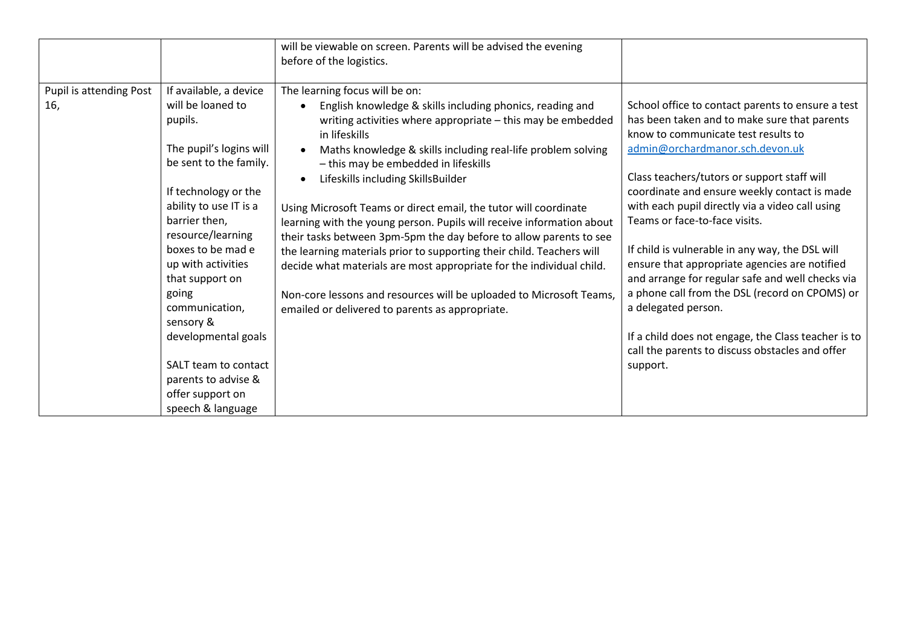| | | | |
|---|---|---|---|
| | | will be viewable on screen. Parents will be advised the evening before of the logistics. | |
| Pupil is attending Post 16, | If available, a device will be loaned to pupils.<br><br>The pupil's logins will be sent to the family.<br><br>If technology or the ability to use IT is a barrier then, resource/learning boxes to be mad e up with activities that support on going communication, sensory & developmental goals<br><br>SALT team to contact parents to advise & offer support on speech & language | The learning focus will be on:<br>• English knowledge & skills including phonics, reading and writing activities where appropriate – this may be embedded in lifeskills<br>• Maths knowledge & skills including real-life problem solving – this may be embedded in lifeskills<br>• Lifeskills including SkillsBuilder<br><br>Using Microsoft Teams or direct email, the tutor will coordinate learning with the young person. Pupils will receive information about their tasks between 3pm-5pm the day before to allow parents to see the learning materials prior to supporting their child. Teachers will decide what materials are most appropriate for the individual child.<br><br>Non-core lessons and resources will be uploaded to Microsoft Teams, emailed or delivered to parents as appropriate. | School office to contact parents to ensure a test has been taken and to make sure that parents know to communicate test results to admin@orchardmanor.sch.devon.uk<br><br>Class teachers/tutors or support staff will coordinate and ensure weekly contact is made with each pupil directly via a video call using Teams or face-to-face visits.<br><br>If child is vulnerable in any way, the DSL will ensure that appropriate agencies are notified and arrange for regular safe and well checks via a phone call from the DSL (record on CPOMS) or a delegated person.<br><br>If a child does not engage, the Class teacher is to call the parents to discuss obstacles and offer support. |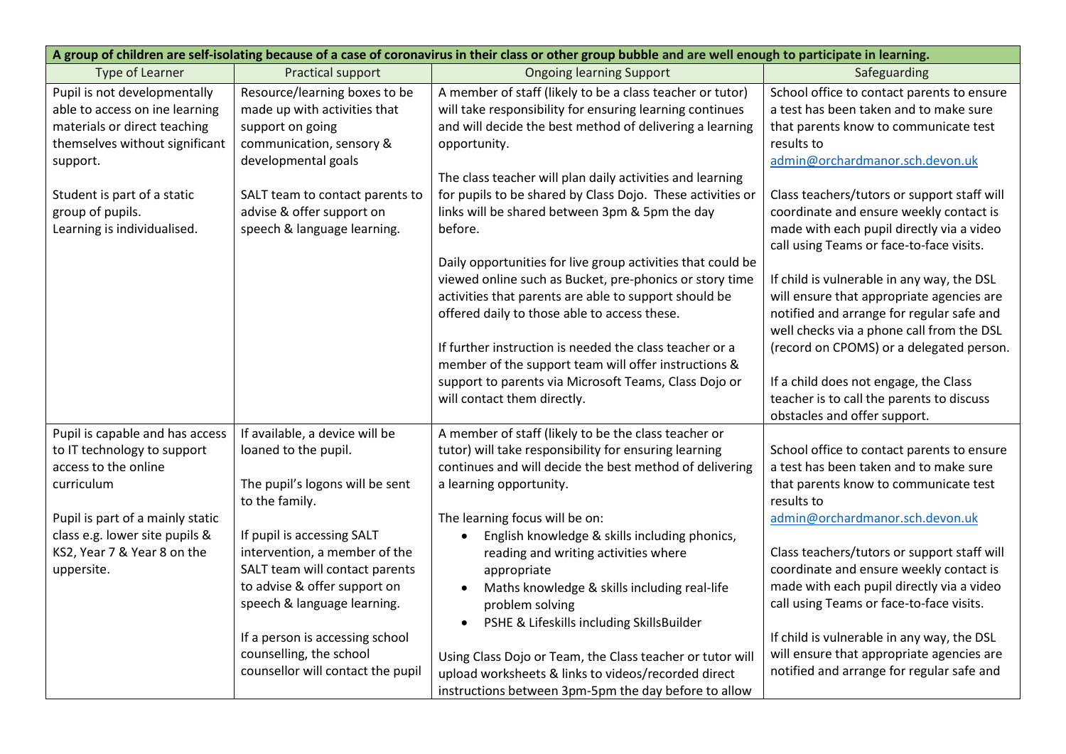| A group of children are self-isolating because of a case of coronavirus in their class or other group bubble and are well enough to participate in learning. | | | |
|---|---|---|---|
| Type of Learner | Practical support | Ongoing learning Support | Safeguarding |
| Pupil is not developmentally able to access on ine learning materials or direct teaching themselves without significant support.<br><br>Student is part of a static group of pupils.<br>Learning is individualised. | Resource/learning boxes to be made up with activities that support on going communication, sensory & developmental goals<br><br>SALT team to contact parents to advise & offer support on speech & language learning. | A member of staff (likely to be a class teacher or tutor) will take responsibility for ensuring learning continues and will decide the best method of delivering a learning opportunity.<br><br>The class teacher will plan daily activities and learning for pupils to be shared by Class Dojo. These activities or links will be shared between 3pm & 5pm the day before.<br><br>Daily opportunities for live group activities that could be viewed online such as Bucket, pre-phonics or story time activities that parents are able to support should be offered daily to those able to access these.<br><br>If further instruction is needed the class teacher or a member of the support team will offer instructions & support to parents via Microsoft Teams, Class Dojo or will contact them directly. | School office to contact parents to ensure a test has been taken and to make sure that parents know to communicate test results to admin@orchardmanor.sch.devon.uk<br><br>Class teachers/tutors or support staff will coordinate and ensure weekly contact is made with each pupil directly via a video call using Teams or face-to-face visits.<br><br>If child is vulnerable in any way, the DSL will ensure that appropriate agencies are notified and arrange for regular safe and well checks via a phone call from the DSL (record on CPOMS) or a delegated person.<br><br>If a child does not engage, the Class teacher is to call the parents to discuss obstacles and offer support. |
| Pupil is capable and has access to IT technology to support access to the online curriculum<br><br>Pupil is part of a mainly static class e.g. lower site pupils & KS2, Year 7 & Year 8 on the uppersite. | If available, a device will be loaned to the pupil.<br><br>The pupil's logons will be sent to the family.<br><br>If pupil is accessing SALT intervention, a member of the SALT team will contact parents to advise & offer support on speech & language learning.<br><br>If a person is accessing school counselling, the school counsellor will contact the pupil | A member of staff (likely to be the class teacher or tutor) will take responsibility for ensuring learning continues and will decide the best method of delivering a learning opportunity.<br><br>The learning focus will be on:<br>• English knowledge & skills including phonics, reading and writing activities where appropriate<br>• Maths knowledge & skills including real-life problem solving<br>• PSHE & Lifeskills including SkillsBuilder<br><br>Using Class Dojo or Team, the Class teacher or tutor will upload worksheets & links to videos/recorded direct instructions between 3pm-5pm the day before to allow | School office to contact parents to ensure a test has been taken and to make sure that parents know to communicate test results to admin@orchardmanor.sch.devon.uk<br><br>Class teachers/tutors or support staff will coordinate and ensure weekly contact is made with each pupil directly via a video call using Teams or face-to-face visits.<br><br>If child is vulnerable in any way, the DSL will ensure that appropriate agencies are notified and arrange for regular safe and |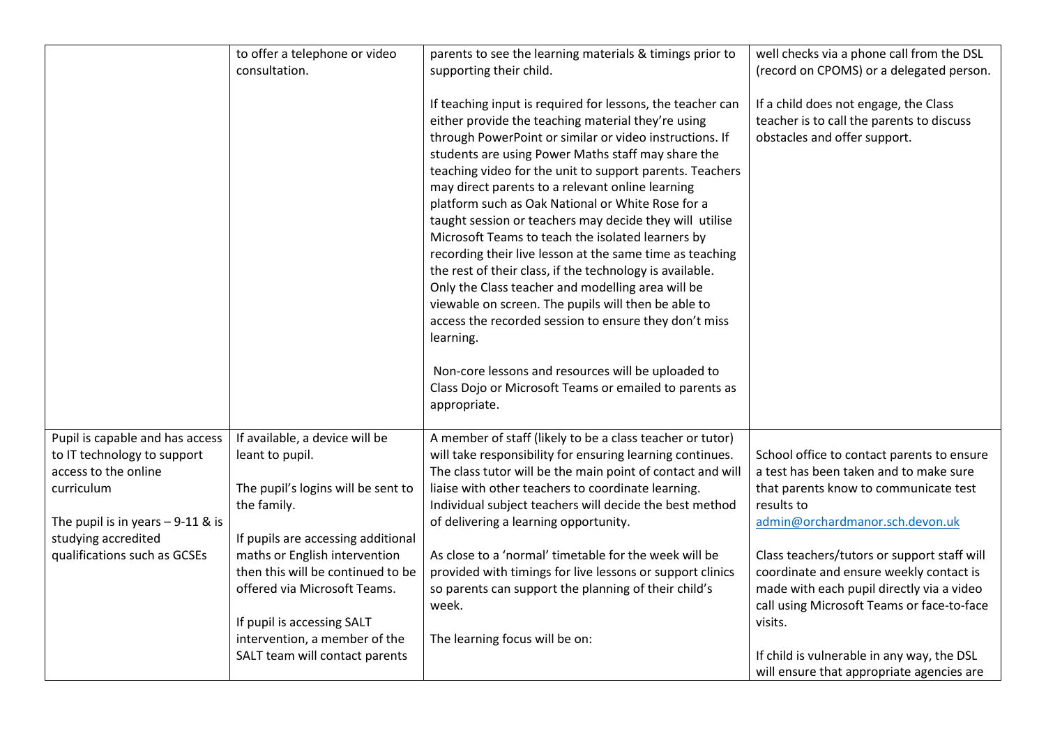| | | | |
|---|---|---|---|
| | to offer a telephone or video consultation. | parents to see the learning materials & timings prior to supporting their child.<br><br>If teaching input is required for lessons, the teacher can either provide the teaching material they're using through PowerPoint or similar or video instructions. If students are using Power Maths staff may share the teaching video for the unit to support parents. Teachers may direct parents to a relevant online learning platform such as Oak National or White Rose for a taught session or teachers may decide they will utilise Microsoft Teams to teach the isolated learners by recording their live lesson at the same time as teaching the rest of their class, if the technology is available. Only the Class teacher and modelling area will be viewable on screen. The pupils will then be able to access the recorded session to ensure they don't miss learning.<br><br>Non-core lessons and resources will be uploaded to Class Dojo or Microsoft Teams or emailed to parents as appropriate. | well checks via a phone call from the DSL (record on CPOMS) or a delegated person.<br><br>If a child does not engage, the Class teacher is to call the parents to discuss obstacles and offer support. |
| Pupil is capable and has access to IT technology to support access to the online curriculum<br><br>The pupil is in years – 9-11 & is studying accredited qualifications such as GCSEs | If available, a device will be leant to pupil.<br><br>The pupil's logins will be sent to the family.<br><br>If pupils are accessing additional maths or English intervention then this will be continued to be offered via Microsoft Teams.<br><br>If pupil is accessing SALT intervention, a member of the SALT team will contact parents | A member of staff (likely to be a class teacher or tutor) will take responsibility for ensuring learning continues. The class tutor will be the main point of contact and will liaise with other teachers to coordinate learning. Individual subject teachers will decide the best method of delivering a learning opportunity.<br><br>As close to a 'normal' timetable for the week will be provided with timings for live lessons or support clinics so parents can support the planning of their child's week.<br><br>The learning focus will be on: | School office to contact parents to ensure a test has been taken and to make sure that parents know to communicate test results to admin@orchardmanor.sch.devon.uk<br><br>Class teachers/tutors or support staff will coordinate and ensure weekly contact is made with each pupil directly via a video call using Microsoft Teams or face-to-face visits.<br><br>If child is vulnerable in any way, the DSL will ensure that appropriate agencies are |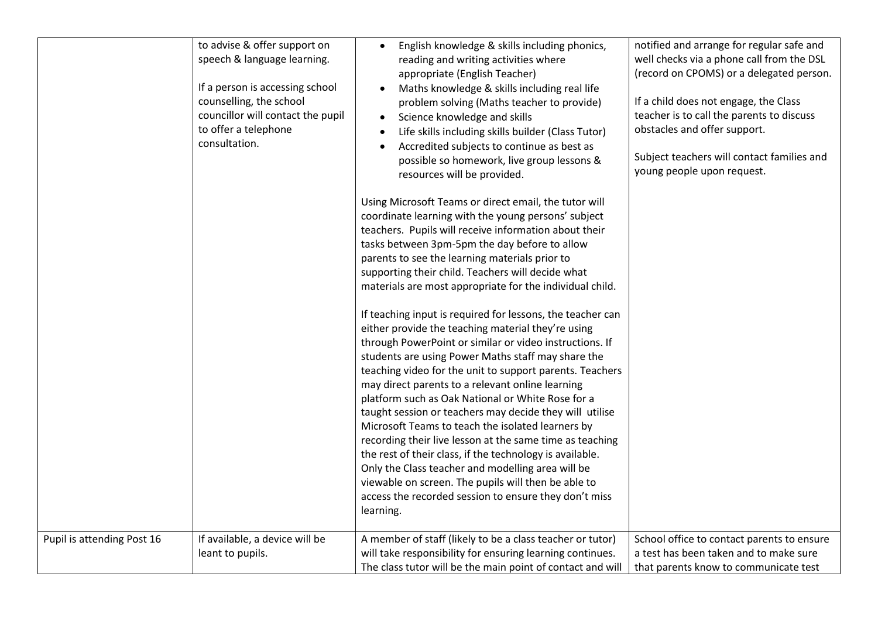| | | | |
|---|---|---|---|
| | to advise & offer support on speech & language learning.<br><br>If a person is accessing school counselling, the school councillor will contact the pupil to offer a telephone consultation. | • English knowledge & skills including phonics, reading and writing activities where appropriate (English Teacher)<br>• Maths knowledge & skills including real life problem solving (Maths teacher to provide)<br>• Science knowledge and skills<br>• Life skills including skills builder (Class Tutor)<br>• Accredited subjects to continue as best as possible so homework, live group lessons & resources will be provided.<br><br>Using Microsoft Teams or direct email, the tutor will coordinate learning with the young persons' subject teachers. Pupils will receive information about their tasks between 3pm-5pm the day before to allow parents to see the learning materials prior to supporting their child. Teachers will decide what materials are most appropriate for the individual child.<br><br>If teaching input is required for lessons, the teacher can either provide the teaching material they're using through PowerPoint or similar or video instructions. If students are using Power Maths staff may share the teaching video for the unit to support parents. Teachers may direct parents to a relevant online learning platform such as Oak National or White Rose for a taught session or teachers may decide they will utilise Microsoft Teams to teach the isolated learners by recording their live lesson at the same time as teaching the rest of their class, if the technology is available. Only the Class teacher and modelling area will be viewable on screen. The pupils will then be able to access the recorded session to ensure they don't miss learning. | notified and arrange for regular safe and well checks via a phone call from the DSL (record on CPOMS) or a delegated person.<br><br>If a child does not engage, the Class teacher is to call the parents to discuss obstacles and offer support.<br><br>Subject teachers will contact families and young people upon request. |
| Pupil is attending Post 16 | If available, a device will be leant to pupils. | A member of staff (likely to be a class teacher or tutor) will take responsibility for ensuring learning continues. The class tutor will be the main point of contact and will | School office to contact parents to ensure a test has been taken and to make sure that parents know to communicate test |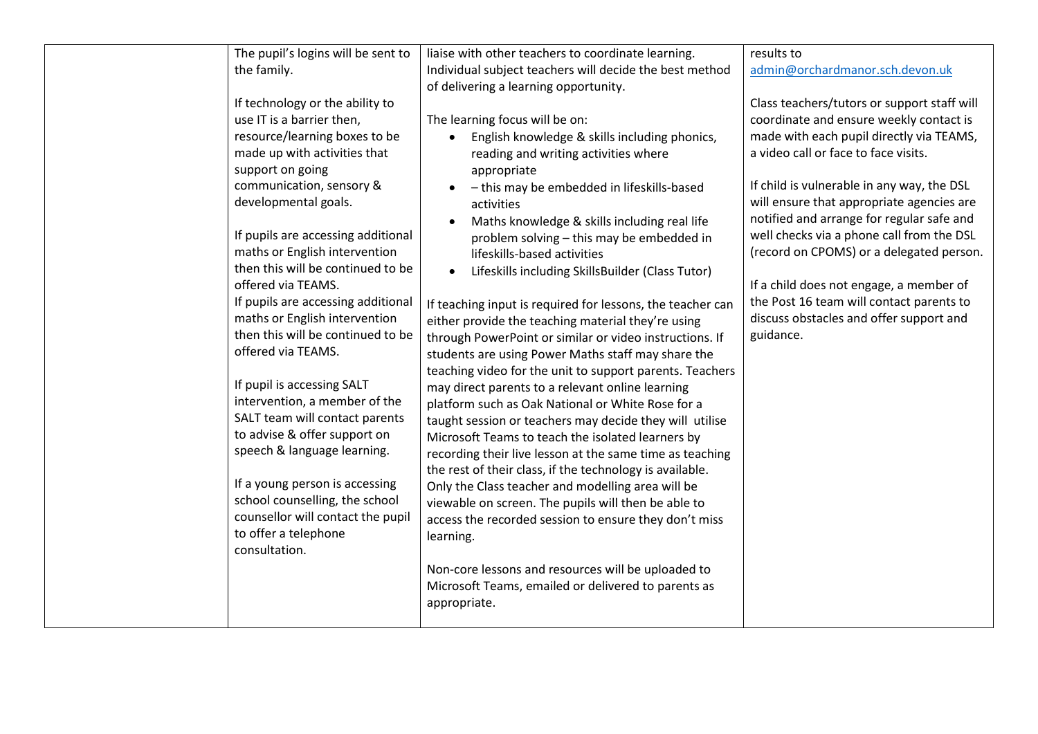| | | | |
|---|---|---|---|
| | The pupil's logins will be sent to the family.<br><br>If technology or the ability to use IT is a barrier then, resource/learning boxes to be made up with activities that support on going communication, sensory & developmental goals.<br><br>If pupils are accessing additional maths or English intervention then this will be continued to be offered via TEAMS.<br>If pupils are accessing additional maths or English intervention then this will be continued to be offered via TEAMS.<br><br>If pupil is accessing SALT intervention, a member of the SALT team will contact parents to advise & offer support on speech & language learning.<br><br>If a young person is accessing school counselling, the school counsellor will contact the pupil to offer a telephone consultation. | liaise with other teachers to coordinate learning. Individual subject teachers will decide the best method of delivering a learning opportunity.<br><br>The learning focus will be on:<br>• English knowledge & skills including phonics, reading and writing activities where appropriate<br>• – this may be embedded in lifeskills-based activities<br>• Maths knowledge & skills including real life problem solving – this may be embedded in lifeskills-based activities<br>• Lifeskills including SkillsBuilder (Class Tutor)<br><br>If teaching input is required for lessons, the teacher can either provide the teaching material they're using through PowerPoint or similar or video instructions. If students are using Power Maths staff may share the teaching video for the unit to support parents. Teachers may direct parents to a relevant online learning platform such as Oak National or White Rose for a taught session or teachers may decide they will utilise Microsoft Teams to teach the isolated learners by recording their live lesson at the same time as teaching the rest of their class, if the technology is available. Only the Class teacher and modelling area will be viewable on screen. The pupils will then be able to access the recorded session to ensure they don't miss learning.<br><br>Non-core lessons and resources will be uploaded to Microsoft Teams, emailed or delivered to parents as appropriate. | results to admin@orchardmanor.sch.devon.uk<br><br>Class teachers/tutors or support staff will coordinate and ensure weekly contact is made with each pupil directly via TEAMS, a video call or face to face visits.<br><br>If child is vulnerable in any way, the DSL will ensure that appropriate agencies are notified and arrange for regular safe and well checks via a phone call from the DSL (record on CPOMS) or a delegated person.<br><br>If a child does not engage, a member of the Post 16 team will contact parents to discuss obstacles and offer support and guidance. |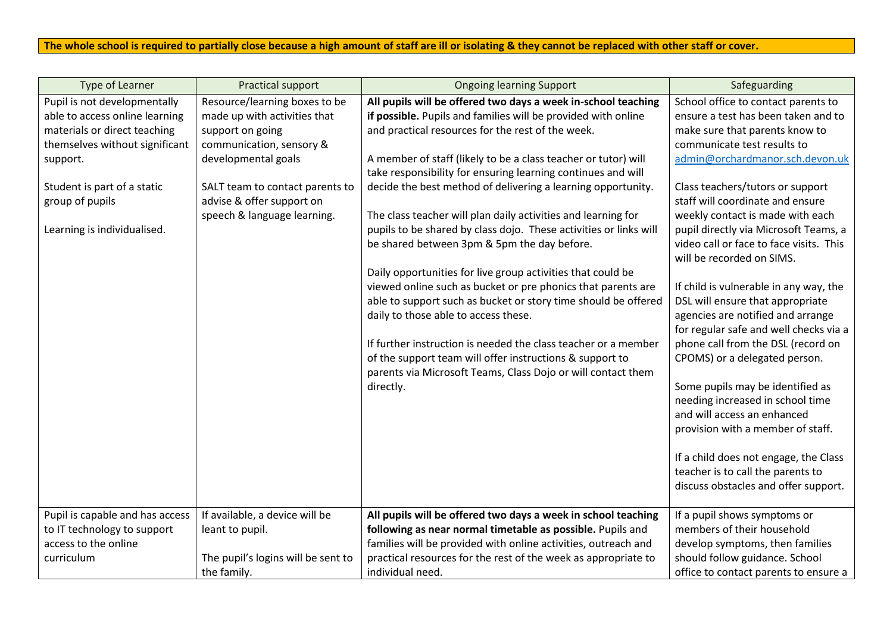**The whole school is required to partially close because a high amount of staff are ill or isolating & they cannot be replaced with other staff or cover.**

| Type of Learner | Practical support | Ongoing learning Support | Safeguarding |
| --- | --- | --- | --- |
| Pupil is not developmentally able to access online learning materials or direct teaching themselves without significant support.<br><br>Student is part of a static group of pupils<br><br>Learning is individualised. | Resource/learning boxes to be made up with activities that support on going communication, sensory & developmental goals<br><br>SALT team to contact parents to advise & offer support on speech & language learning. | **All pupils will be offered two days a week in-school teaching if possible.** Pupils and families will be provided with online and practical resources for the rest of the week.<br><br>A member of staff (likely to be a class teacher or tutor) will take responsibility for ensuring learning continues and will decide the best method of delivering a learning opportunity.<br><br>The class teacher will plan daily activities and learning for pupils to be shared by class dojo. These activities or links will be shared between 3pm & 5pm the day before.<br><br>Daily opportunities for live group activities that could be viewed online such as bucket or pre phonics that parents are able to support such as bucket or story time should be offered daily to those able to access these.<br><br>If further instruction is needed the class teacher or a member of the support team will offer instructions & support to parents via Microsoft Teams, Class Dojo or will contact them directly. | School office to contact parents to ensure a test has been taken and to make sure that parents know to communicate test results to admin@orchardmanor.sch.devon.uk<br><br>Class teachers/tutors or support staff will coordinate and ensure weekly contact is made with each pupil directly via Microsoft Teams, a video call or face to face visits. This will be recorded on SIMS.<br><br>If child is vulnerable in any way, the DSL will ensure that appropriate agencies are notified and arrange for regular safe and well checks via a phone call from the DSL (record on CPOMS) or a delegated person.<br><br>Some pupils may be identified as needing increased in school time and will access an enhanced provision with a member of staff.<br><br>If a child does not engage, the Class teacher is to call the parents to discuss obstacles and offer support. |
| Pupil is capable and has access to IT technology to support access to the online curriculum | If available, a device will be leant to pupil.<br><br>The pupil's logins will be sent to the family. | **All pupils will be offered two days a week in school teaching following as near normal timetable as possible.** Pupils and families will be provided with online activities, outreach and practical resources for the rest of the week as appropriate to individual need. | If a pupil shows symptoms or members of their household develop symptoms, then families should follow guidance. School office to contact parents to ensure a |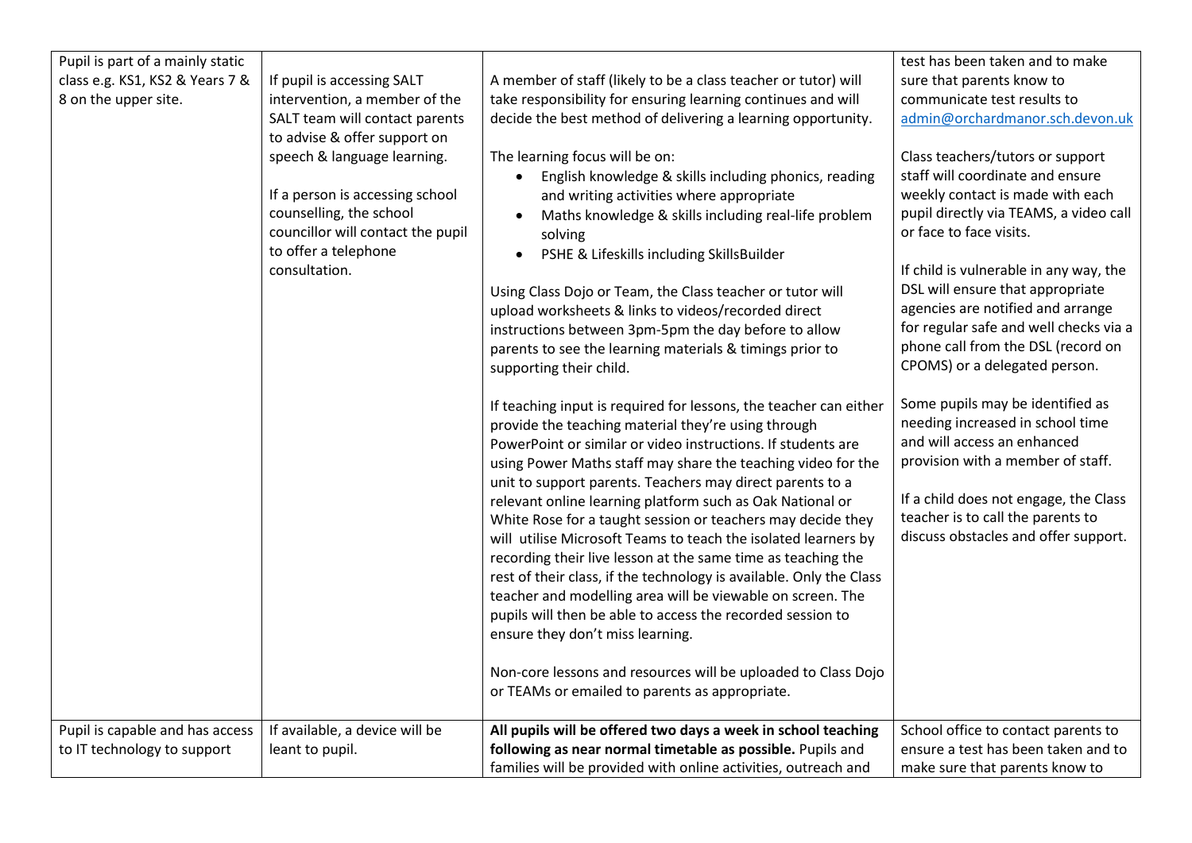| | | | |
|---|---|---|---|
| Pupil is part of a mainly static class e.g. KS1, KS2 & Years 7 & 8 on the upper site. | If pupil is accessing SALT intervention, a member of the SALT team will contact parents to advise & offer support on speech & language learning.<br><br>If a person is accessing school counselling, the school councillor will contact the pupil to offer a telephone consultation. | A member of staff (likely to be a class teacher or tutor) will take responsibility for ensuring learning continues and will decide the best method of delivering a learning opportunity.<br><br>The learning focus will be on:<br>• English knowledge & skills including phonics, reading and writing activities where appropriate<br>• Maths knowledge & skills including real-life problem solving<br>• PSHE & Lifeskills including SkillsBuilder<br><br>Using Class Dojo or Team, the Class teacher or tutor will upload worksheets & links to videos/recorded direct instructions between 3pm-5pm the day before to allow parents to see the learning materials & timings prior to supporting their child.<br><br>If teaching input is required for lessons, the teacher can either provide the teaching material they're using through PowerPoint or similar or video instructions. If students are using Power Maths staff may share the teaching video for the unit to support parents. Teachers may direct parents to a relevant online learning platform such as Oak National or White Rose for a taught session or teachers may decide they will utilise Microsoft Teams to teach the isolated learners by recording their live lesson at the same time as teaching the rest of their class, if the technology is available. Only the Class teacher and modelling area will be viewable on screen. The pupils will then be able to access the recorded session to ensure they don't miss learning.<br><br>Non-core lessons and resources will be uploaded to Class Dojo or TEAMs or emailed to parents as appropriate. | test has been taken and to make sure that parents know to communicate test results to admin@orchardmanor.sch.devon.uk<br><br>Class teachers/tutors or support staff will coordinate and ensure weekly contact is made with each pupil directly via TEAMS, a video call or face to face visits.<br><br>If child is vulnerable in any way, the DSL will ensure that appropriate agencies are notified and arrange for regular safe and well checks via a phone call from the DSL (record on CPOMS) or a delegated person.<br><br>Some pupils may be identified as needing increased in school time and will access an enhanced provision with a member of staff.<br><br>If a child does not engage, the Class teacher is to call the parents to discuss obstacles and offer support. |
| Pupil is capable and has access to IT technology to support | If available, a device will be leant to pupil. | **All pupils will be offered two days a week in school teaching following as near normal timetable as possible.** Pupils and families will be provided with online activities, outreach and | School office to contact parents to ensure a test has been taken and to make sure that parents know to |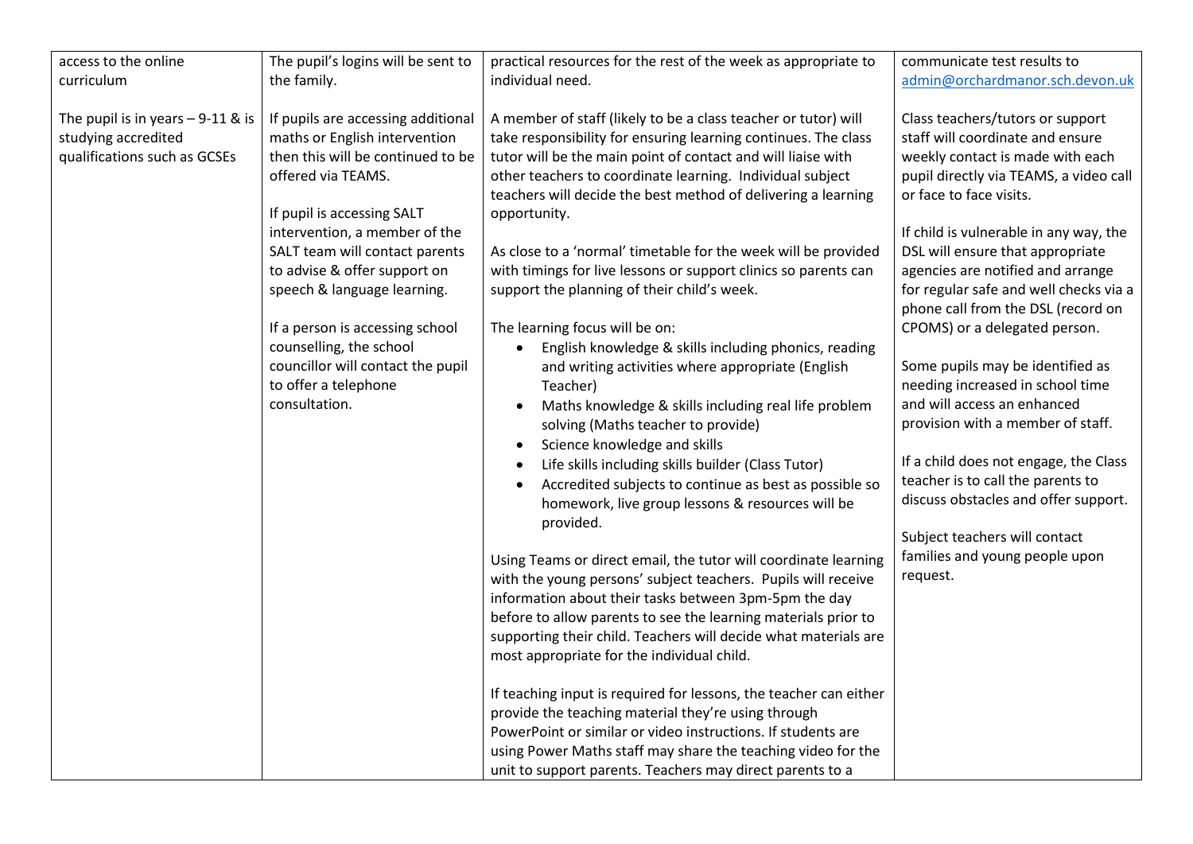| access to the online curriculum<br><br>The pupil is in years – 9-11 & is studying accredited qualifications such as GCSEs | The pupil's logins will be sent to the family.<br><br>If pupils are accessing additional maths or English intervention then this will be continued to be offered via TEAMS.<br><br>If pupil is accessing SALT intervention, a member of the SALT team will contact parents to advise & offer support on speech & language learning.<br><br>If a person is accessing school counselling, the school councillor will contact the pupil to offer a telephone consultation. | practical resources for the rest of the week as appropriate to individual need.<br><br>A member of staff (likely to be a class teacher or tutor) will take responsibility for ensuring learning continues. The class tutor will be the main point of contact and will liaise with other teachers to coordinate learning. Individual subject teachers will decide the best method of delivering a learning opportunity.<br><br>As close to a 'normal' timetable for the week will be provided with timings for live lessons or support clinics so parents can support the planning of their child's week.<br><br>The learning focus will be on:<br>• English knowledge & skills including phonics, reading and writing activities where appropriate (English Teacher)<br>• Maths knowledge & skills including real life problem solving (Maths teacher to provide)<br>• Science knowledge and skills<br>• Life skills including skills builder (Class Tutor)<br>• Accredited subjects to continue as best as possible so homework, live group lessons & resources will be provided.<br><br>Using Teams or direct email, the tutor will coordinate learning with the young persons' subject teachers. Pupils will receive information about their tasks between 3pm-5pm the day before to allow parents to see the learning materials prior to supporting their child. Teachers will decide what materials are most appropriate for the individual child.<br><br>If teaching input is required for lessons, the teacher can either provide the teaching material they're using through PowerPoint or similar or video instructions. If students are using Power Maths staff may share the teaching video for the unit to support parents. Teachers may direct parents to a | communicate test results to admin@orchardmanor.sch.devon.uk<br><br>Class teachers/tutors or support staff will coordinate and ensure weekly contact is made with each pupil directly via TEAMS, a video call or face to face visits.<br><br>If child is vulnerable in any way, the DSL will ensure that appropriate agencies are notified and arrange for regular safe and well checks via a phone call from the DSL (record on CPOMS) or a delegated person.<br><br>Some pupils may be identified as needing increased in school time and will access an enhanced provision with a member of staff.<br><br>If a child does not engage, the Class teacher is to call the parents to discuss obstacles and offer support.<br><br>Subject teachers will contact families and young people upon request. |
|---|---|---|---|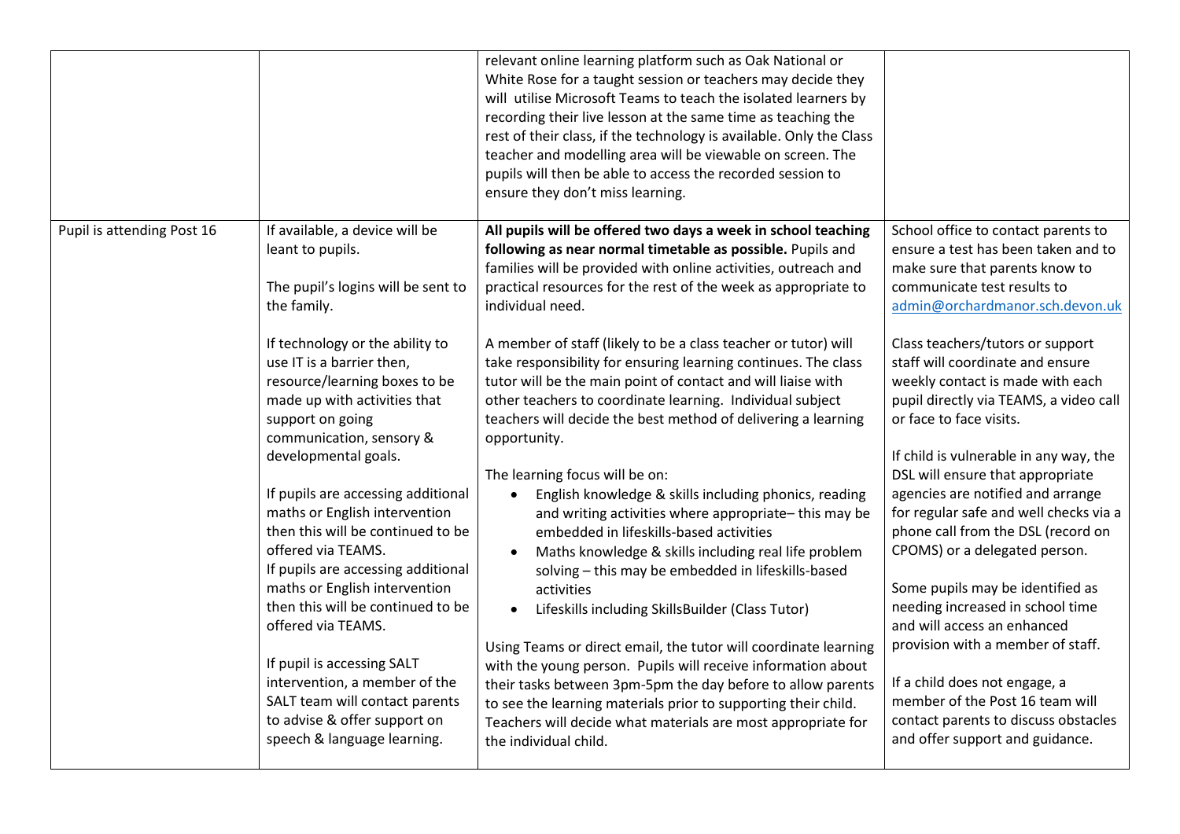|  |  |  |  |
|---|---|---|---|
|  |  | relevant online learning platform such as Oak National or White Rose for a taught session or teachers may decide they will utilise Microsoft Teams to teach the isolated learners by recording their live lesson at the same time as teaching the rest of their class, if the technology is available. Only the Class teacher and modelling area will be viewable on screen. The pupils will then be able to access the recorded session to ensure they don't miss learning. |  |
| Pupil is attending Post 16 | If available, a device will be leant to pupils.<br><br>The pupil's logins will be sent to the family.<br><br>If technology or the ability to use IT is a barrier then, resource/learning boxes to be made up with activities that support on going communication, sensory & developmental goals.<br><br>If pupils are accessing additional maths or English intervention then this will be continued to be offered via TEAMS.<br>If pupils are accessing additional maths or English intervention then this will be continued to be offered via TEAMS.<br><br>If pupil is accessing SALT intervention, a member of the SALT team will contact parents to advise & offer support on speech & language learning. | **All pupils will be offered two days a week in school teaching following as near normal timetable as possible.** Pupils and families will be provided with online activities, outreach and practical resources for the rest of the week as appropriate to individual need.<br><br>A member of staff (likely to be a class teacher or tutor) will take responsibility for ensuring learning continues. The class tutor will be the main point of contact and will liaise with other teachers to coordinate learning. Individual subject teachers will decide the best method of delivering a learning opportunity.<br><br>The learning focus will be on:<br>• English knowledge & skills including phonics, reading and writing activities where appropriate– this may be embedded in lifeskills-based activities<br>• Maths knowledge & skills including real life problem solving – this may be embedded in lifeskills-based activities<br>• Lifeskills including SkillsBuilder (Class Tutor)<br><br>Using Teams or direct email, the tutor will coordinate learning with the young person. Pupils will receive information about their tasks between 3pm-5pm the day before to allow parents to see the learning materials prior to supporting their child. Teachers will decide what materials are most appropriate for the individual child. | School office to contact parents to ensure a test has been taken and to make sure that parents know to communicate test results to admin@orchardmanor.sch.devon.uk<br><br>Class teachers/tutors or support staff will coordinate and ensure weekly contact is made with each pupil directly via TEAMS, a video call or face to face visits.<br><br>If child is vulnerable in any way, the DSL will ensure that appropriate agencies are notified and arrange for regular safe and well checks via a phone call from the DSL (record on CPOMS) or a delegated person.<br><br>Some pupils may be identified as needing increased in school time and will access an enhanced provision with a member of staff.<br><br>If a child does not engage, a member of the Post 16 team will contact parents to discuss obstacles and offer support and guidance. |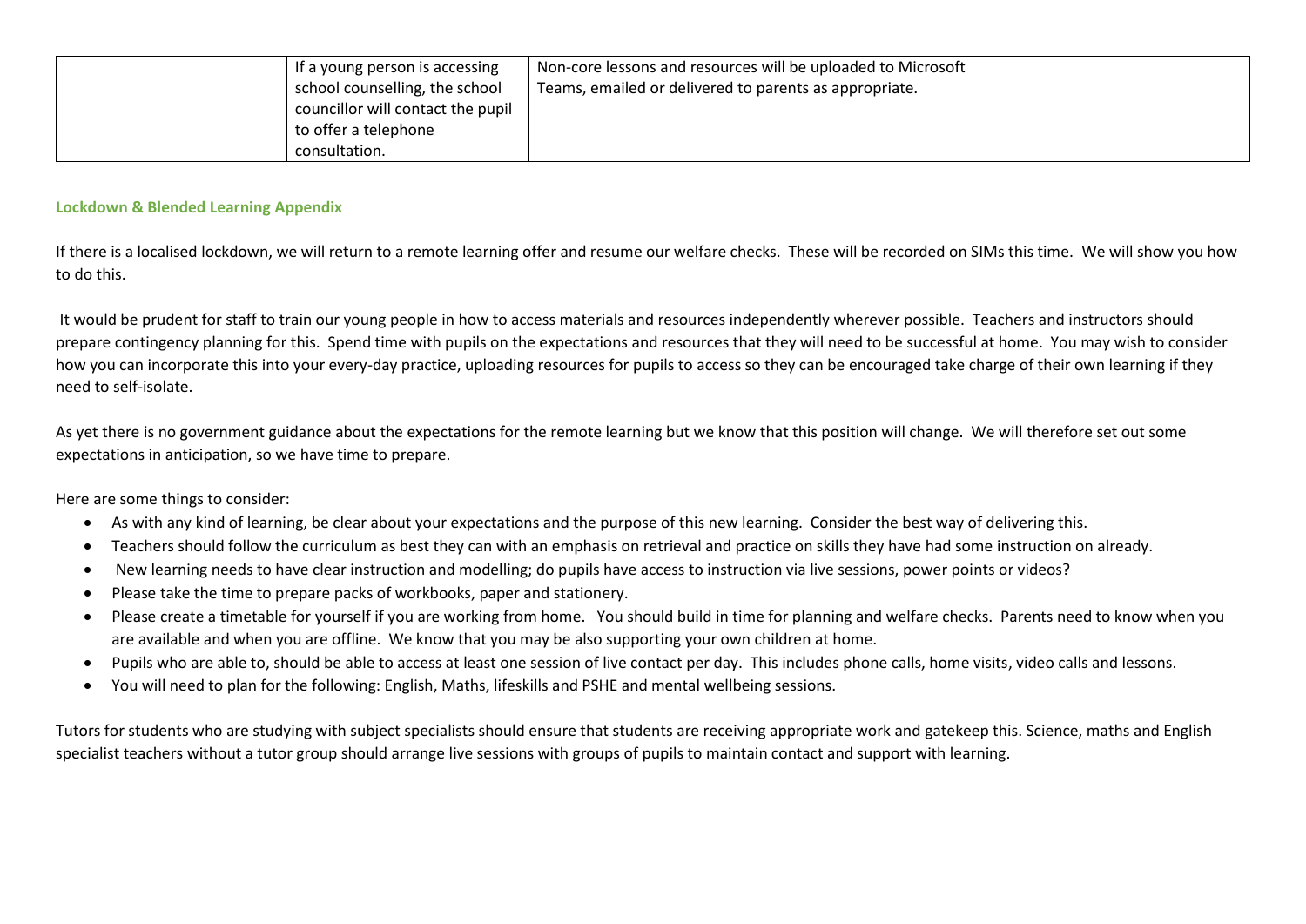|  | If a young person is accessing school counselling, the school councillor will contact the pupil to offer a telephone consultation. | Non-core lessons and resources will be uploaded to Microsoft Teams, emailed or delivered to parents as appropriate. |  |
| --- | --- | --- | --- |

**Lockdown & Blended Learning Appendix**

If there is a localised lockdown, we will return to a remote learning offer and resume our welfare checks. These will be recorded on SIMs this time. We will show you how to do this.

It would be prudent for staff to train our young people in how to access materials and resources independently wherever possible. Teachers and instructors should prepare contingency planning for this. Spend time with pupils on the expectations and resources that they will need to be successful at home. You may wish to consider how you can incorporate this into your every-day practice, uploading resources for pupils to access so they can be encouraged take charge of their own learning if they need to self-isolate.

As yet there is no government guidance about the expectations for the remote learning but we know that this position will change. We will therefore set out some expectations in anticipation, so we have time to prepare.

Here are some things to consider:

- As with any kind of learning, be clear about your expectations and the purpose of this new learning. Consider the best way of delivering this.
- Teachers should follow the curriculum as best they can with an emphasis on retrieval and practice on skills they have had some instruction on already.
- New learning needs to have clear instruction and modelling; do pupils have access to instruction via live sessions, power points or videos?
- Please take the time to prepare packs of workbooks, paper and stationery.
- Please create a timetable for yourself if you are working from home. You should build in time for planning and welfare checks. Parents need to know when you are available and when you are offline. We know that you may be also supporting your own children at home.
- Pupils who are able to, should be able to access at least one session of live contact per day. This includes phone calls, home visits, video calls and lessons.
- You will need to plan for the following: English, Maths, lifeskills and PSHE and mental wellbeing sessions.

Tutors for students who are studying with subject specialists should ensure that students are receiving appropriate work and gatekeep this. Science, maths and English specialist teachers without a tutor group should arrange live sessions with groups of pupils to maintain contact and support with learning.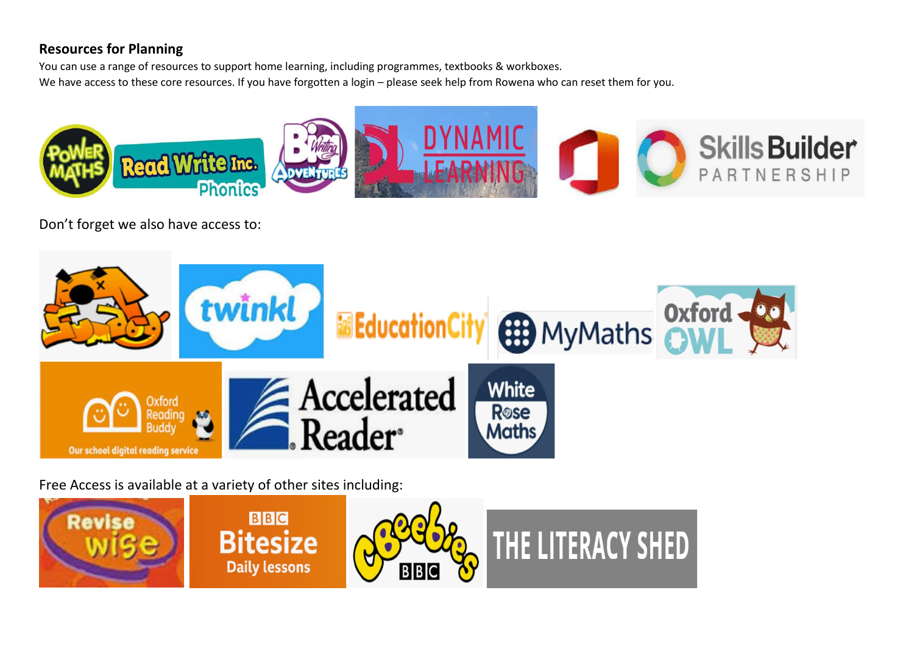**Resources for Planning**

You can use a range of resources to support home learning, including programmes, textbooks & workboxes.
We have access to these core resources. If you have forgotten a login – please seek help from Rowena who can reset them for you.

Don't forget we also have access to:

Free Access is available at a variety of other sites including: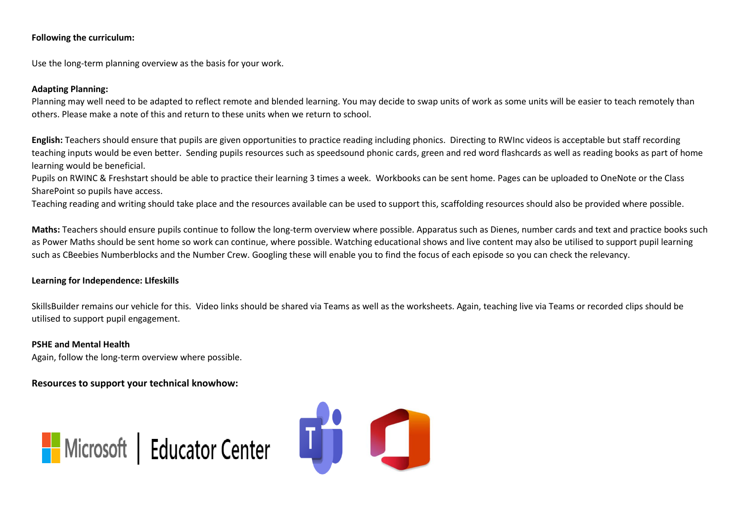**Following the curriculum:**

Use the long-term planning overview as the basis for your work.

**Adapting Planning:**

Planning may well need to be adapted to reflect remote and blended learning. You may decide to swap units of work as some units will be easier to teach remotely than others. Please make a note of this and return to these units when we return to school.

**English:** Teachers should ensure that pupils are given opportunities to practice reading including phonics. Directing to RWInc videos is acceptable but staff recording teaching inputs would be even better. Sending pupils resources such as speedsound phonic cards, green and red word flashcards as well as reading books as part of home learning would be beneficial.

Pupils on RWINC & Freshstart should be able to practice their learning 3 times a week. Workbooks can be sent home. Pages can be uploaded to OneNote or the Class SharePoint so pupils have access.

Teaching reading and writing should take place and the resources available can be used to support this, scaffolding resources should also be provided where possible.

**Maths:** Teachers should ensure pupils continue to follow the long-term overview where possible. Apparatus such as Dienes, number cards and text and practice books such as Power Maths should be sent home so work can continue, where possible. Watching educational shows and live content may also be utilised to support pupil learning such as CBeebies Numberblocks and the Number Crew. Googling these will enable you to find the focus of each episode so you can check the relevancy.

**Learning for Independence: LIfeskills**

SkillsBuilder remains our vehicle for this. Video links should be shared via Teams as well as the worksheets. Again, teaching live via Teams or recorded clips should be utilised to support pupil engagement.

**PSHE and Mental Health**

Again, follow the long-term overview where possible.

**Resources to support your technical knowhow:**

Microsoft | Educator Center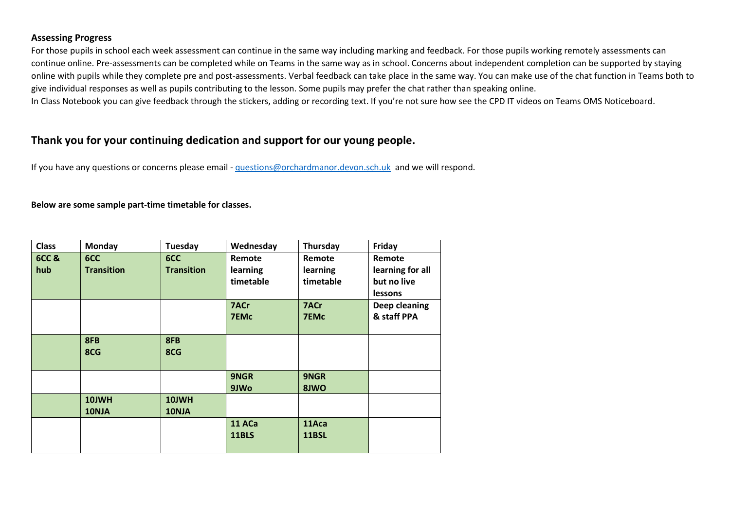**Assessing Progress**

For those pupils in school each week assessment can continue in the same way including marking and feedback. For those pupils working remotely assessments can continue online. Pre-assessments can be completed while on Teams in the same way as in school. Concerns about independent completion can be supported by staying online with pupils while they complete pre and post-assessments. Verbal feedback can take place in the same way. You can make use of the chat function in Teams both to give individual responses as well as pupils contributing to the lesson. Some pupils may prefer the chat rather than speaking online.

In Class Notebook you can give feedback through the stickers, adding or recording text. If you're not sure how see the CPD IT videos on Teams OMS Noticeboard.

## Thank you for your continuing dedication and support for our young people.

If you have any questions or concerns please email - [questions@orchardmanor.devon.sch.uk](mailto:questions@orchardmanor.devon.sch.uk) and we will respond.

**Below are some sample part-time timetable for classes.**

| Class | Monday | Tuesday | Wednesday | Thursday | Friday |
|---|---|---|---|---|---|
| **6CC & hub** | **6CC Transition** | **6CC Transition** | **Remote learning timetable** | **Remote learning timetable** | **Remote learning for all but no live lessons** |
| | | | **7ACr 7EMc** | **7ACr 7EMc** | **Deep cleaning & staff PPA** |
| | **8FB 8CG** | **8FB 8CG** | | | |
| | | | **9NGR 9JWo** | **9NGR 8JWO** | |
| | **10JWH 10NJA** | **10JWH 10NJA** | | | |
| | | | **11 ACa 11BLS** | **11Aca 11BSL** | |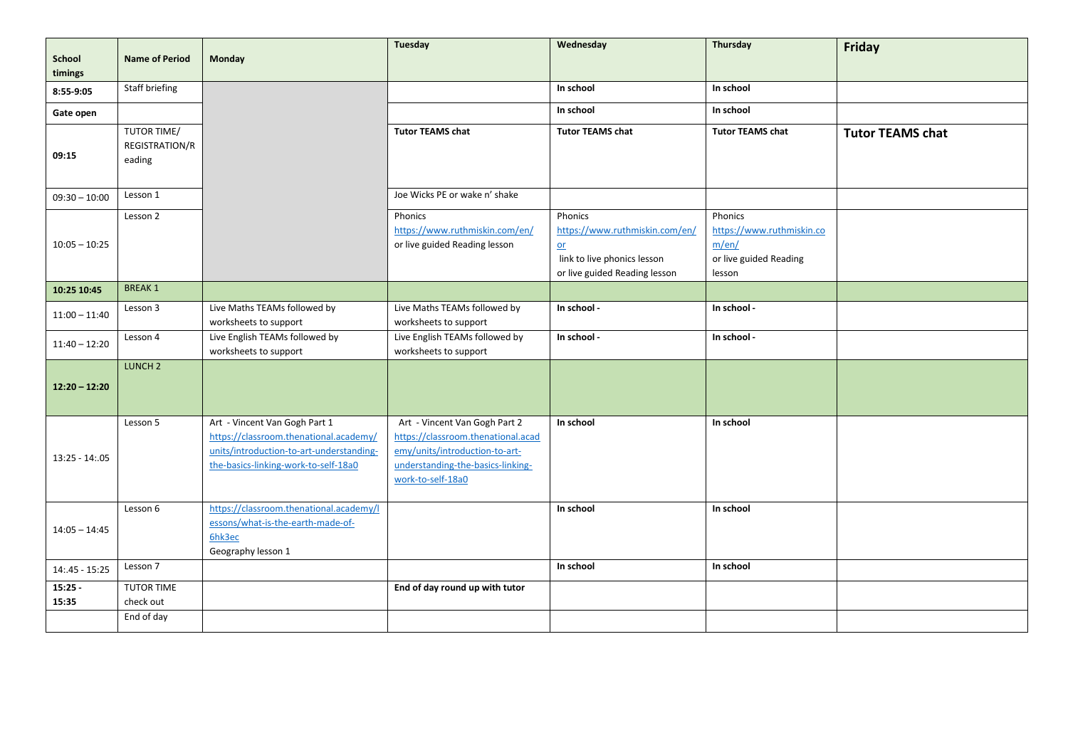| School timings | Name of Period | Monday | Tuesday | Wednesday | Thursday | Friday |
|---|---|---|---|---|---|---|
| **8:55-9:05** | Staff briefing | | | **In school** | **In school** | |
| **Gate open** | | | | **In school** | **In school** | |
| **09:15** | TUTOR TIME/ REGISTRATION/Reading | | **Tutor TEAMS chat** | **Tutor TEAMS chat** | **Tutor TEAMS chat** | **Tutor TEAMS chat** |
| 09:30 – 10:00 | Lesson 1 | | Joe Wicks PE or wake n' shake | | | |
| 10:05 – 10:25 | Lesson 2 | | Phonics https://www.ruthmiskin.com/en/ or live guided Reading lesson | Phonics https://www.ruthmiskin.com/en/ or link to live phonics lesson or live guided Reading lesson | Phonics https://www.ruthmiskin.com/en/ or live guided Reading lesson | |
| **10:25 10:45** | BREAK 1 | | | | | |
| 11:00 – 11:40 | Lesson 3 | Live Maths TEAMs followed by worksheets to support | Live Maths TEAMs followed by worksheets to support | **In school -** | **In school -** | |
| 11:40 – 12:20 | Lesson 4 | Live English TEAMs followed by worksheets to support | Live English TEAMs followed by worksheets to support | **In school -** | **In school -** | |
| **12:20 – 12:20** | LUNCH 2 | | | | | |
| 13:25 - 14:.05 | Lesson 5 | Art - Vincent Van Gogh Part 1 https://classroom.thenational.academy/units/introduction-to-art-understanding-the-basics-linking-work-to-self-18a0 | Art - Vincent Van Gogh Part 2 https://classroom.thenational.academy/units/introduction-to-art-understanding-the-basics-linking-work-to-self-18a0 | **In school** | **In school** | |
| 14:05 – 14:45 | Lesson 6 | https://classroom.thenational.academy/lessons/what-is-the-earth-made-of-6hk3ec Geography lesson 1 | | **In school** | **In school** | |
| 14:.45 - 15:25 | Lesson 7 | | | **In school** | **In school** | |
| **15:25 - 15:35** | TUTOR TIME check out | | **End of day round up with tutor** | | | |
| | End of day | | | | | |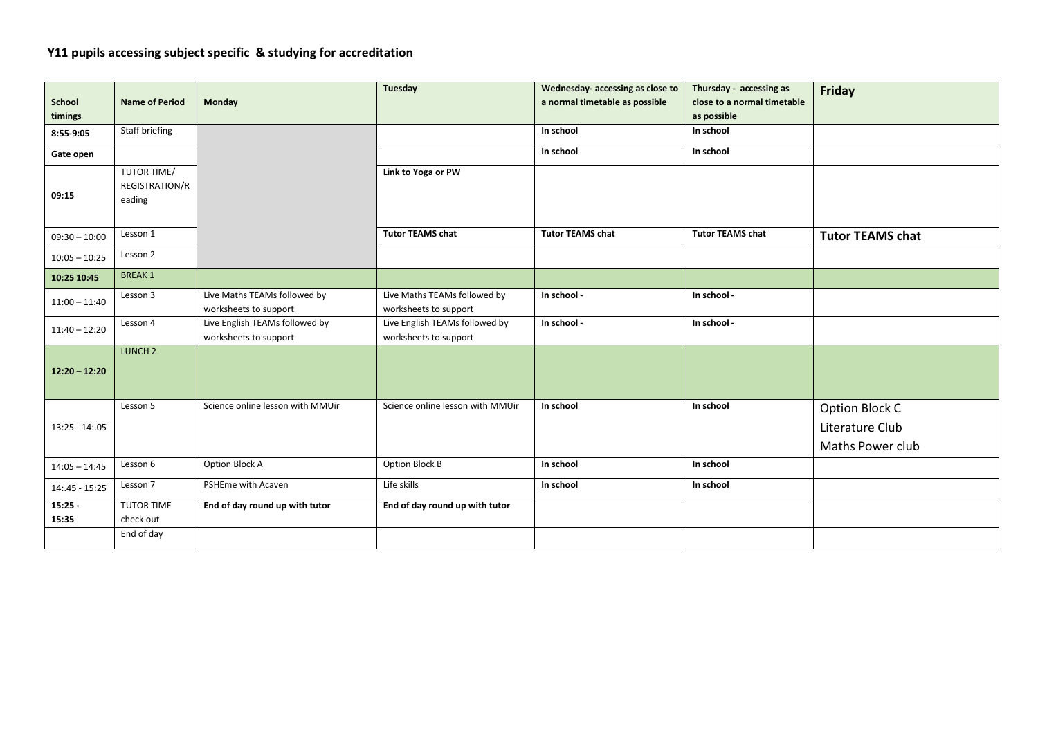**Y11 pupils accessing subject specific & studying for accreditation**

| School timings | Name of Period | Monday | Tuesday | Wednesday- accessing as close to a normal timetable as possible | Thursday - accessing as close to a normal timetable as possible | Friday |
|---|---|---|---|---|---|---|
| **8:55-9:05** | Staff briefing | | | **In school** | **In school** | |
| **Gate open** | | | | **In school** | **In school** | |
| **09:15** | TUTOR TIME/ REGISTRATION/Reading | | **Link to Yoga or PW** | | | |
| 09:30 – 10:00 | Lesson 1 | | **Tutor TEAMS chat** | **Tutor TEAMS chat** | **Tutor TEAMS chat** | **Tutor TEAMS chat** |
| 10:05 – 10:25 | Lesson 2 | | | | | |
| **10:25 10:45** | BREAK 1 | | | | | |
| 11:00 – 11:40 | Lesson 3 | Live Maths TEAMs followed by worksheets to support | Live Maths TEAMs followed by worksheets to support | **In school -** | **In school -** | |
| 11:40 – 12:20 | Lesson 4 | Live English TEAMs followed by worksheets to support | Live English TEAMs followed by worksheets to support | **In school -** | **In school -** | |
| **12:20 – 12:20** | LUNCH 2 | | | | | |
| 13:25 - 14:.05 | Lesson 5 | Science online lesson with MMUir | Science online lesson with MMUir | **In school** | **In school** | Option Block C<br>Literature Club<br>Maths Power club |
| 14:05 – 14:45 | Lesson 6 | Option Block A | Option Block B | **In school** | **In school** | |
| 14:.45 - 15:25 | Lesson 7 | PSHEme with Acaven | Life skills | **In school** | **In school** | |
| **15:25 - 15:35** | TUTOR TIME check out | **End of day round up with tutor** | **End of day round up with tutor** | | | |
| | End of day | | | | | |